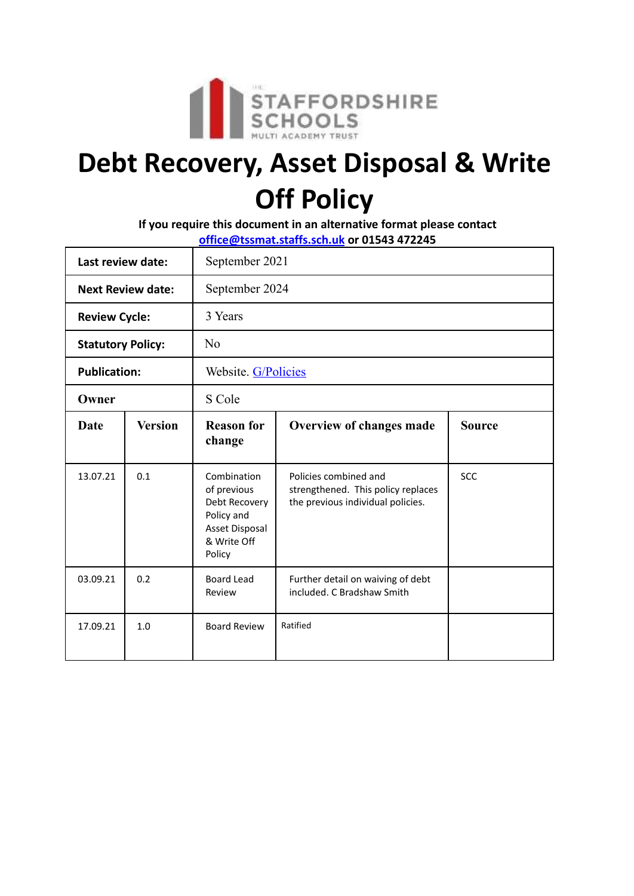THE STAFFORDSHIRE SCHOOLS MULTI ACADEMY TRUST

# Debt Recovery, Asset Disposal & Write Off Policy

**If you require this document in an alternative format please contact office@tssmat.staffs.sch.uk or 01543 472245**

| **Last review date:** | September 2021 | | | |
|---|---|---|---|---|
| **Next Review date:** | September 2024 | | | |
| **Review Cycle:** | 3 Years | | | |
| **Statutory Policy:** | No | | | |
| **Publication:** | Website. G/Policies | | | |
| **Owner** | S Cole | | | |

| **Date** | **Version** | **Reason for change** | **Overview of changes made** | **Source** |
|---|---|---|---|---|
| 13.07.21 | 0.1 | Combination of previous Debt Recovery Policy and Asset Disposal & Write Off Policy | Policies combined and strengthened. This policy replaces the previous individual policies. | SCC |
| 03.09.21 | 0.2 | Board Lead Review | Further detail on waiving of debt included. C Bradshaw Smith | |
| 17.09.21 | 1.0 | Board Review | Ratified | |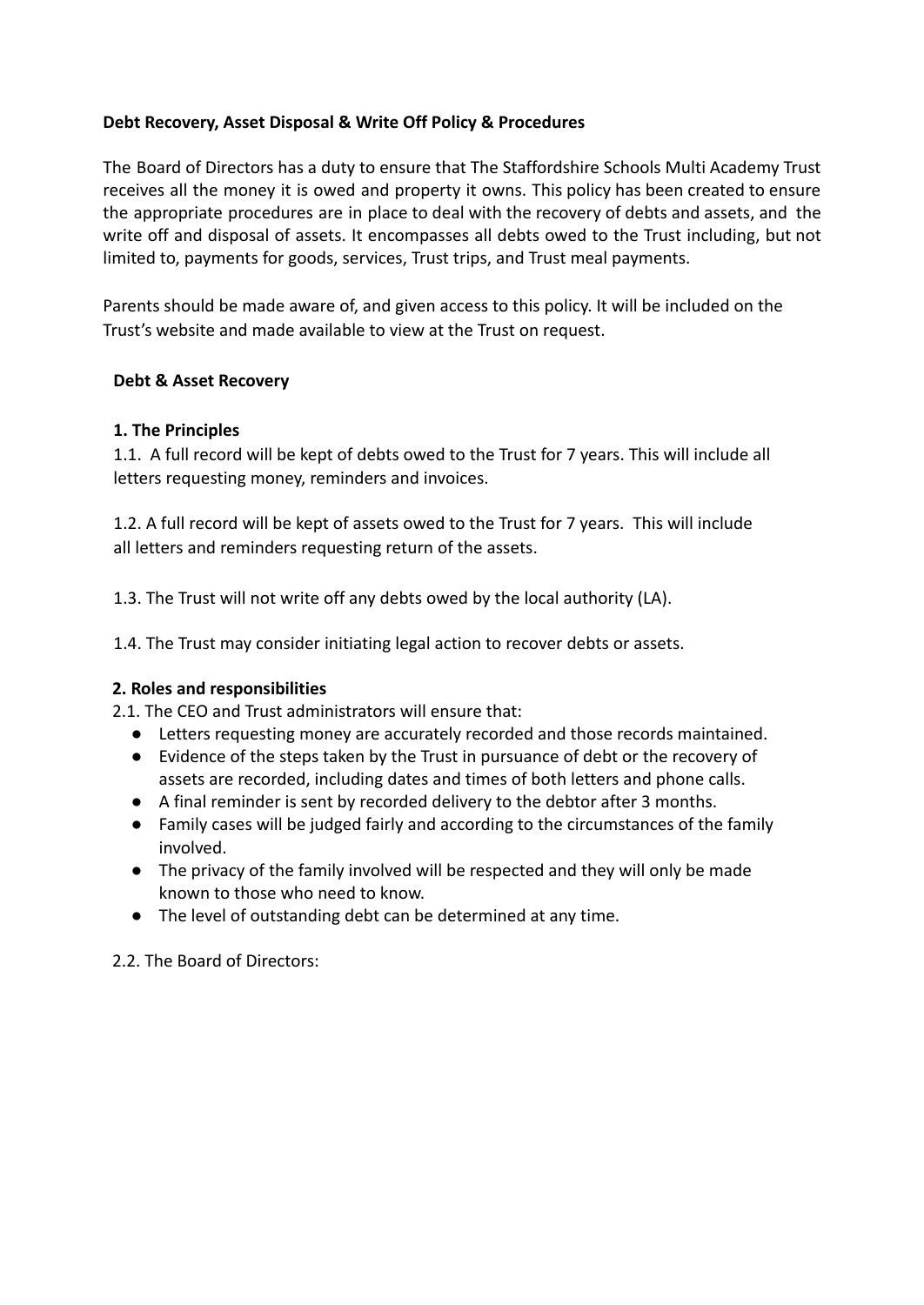**Debt Recovery, Asset Disposal & Write Off Policy & Procedures**

The Board of Directors has a duty to ensure that The Staffordshire Schools Multi Academy Trust receives all the money it is owed and property it owns. This policy has been created to ensure the appropriate procedures are in place to deal with the recovery of debts and assets, and the write off and disposal of assets. It encompasses all debts owed to the Trust including, but not limited to, payments for goods, services, Trust trips, and Trust meal payments.

Parents should be made aware of, and given access to this policy. It will be included on the Trust's website and made available to view at the Trust on request.

**Debt & Asset Recovery**

**1. The Principles**

1.1. A full record will be kept of debts owed to the Trust for 7 years. This will include all letters requesting money, reminders and invoices.

1.2. A full record will be kept of assets owed to the Trust for 7 years. This will include all letters and reminders requesting return of the assets.

1.3. The Trust will not write off any debts owed by the local authority (LA).

1.4. The Trust may consider initiating legal action to recover debts or assets.

**2. Roles and responsibilities**

2.1. The CEO and Trust administrators will ensure that:

- Letters requesting money are accurately recorded and those records maintained.
- Evidence of the steps taken by the Trust in pursuance of debt or the recovery of assets are recorded, including dates and times of both letters and phone calls.
- A final reminder is sent by recorded delivery to the debtor after 3 months.
- Family cases will be judged fairly and according to the circumstances of the family involved.
- The privacy of the family involved will be respected and they will only be made known to those who need to know.
- The level of outstanding debt can be determined at any time.

2.2. The Board of Directors: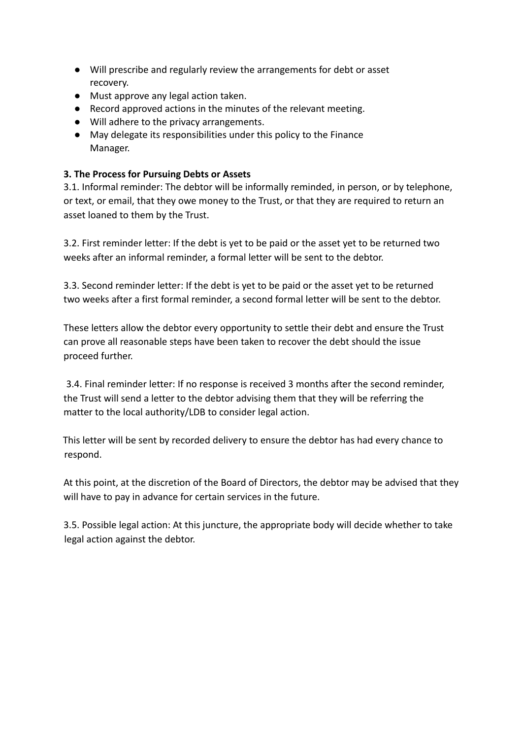- Will prescribe and regularly review the arrangements for debt or asset recovery.
- Must approve any legal action taken.
- Record approved actions in the minutes of the relevant meeting.
- Will adhere to the privacy arrangements.
- May delegate its responsibilities under this policy to the Finance Manager.

**3. The Process for Pursuing Debts or Assets**

3.1. Informal reminder: The debtor will be informally reminded, in person, or by telephone, or text, or email, that they owe money to the Trust, or that they are required to return an asset loaned to them by the Trust.

3.2. First reminder letter: If the debt is yet to be paid or the asset yet to be returned two weeks after an informal reminder, a formal letter will be sent to the debtor.

3.3. Second reminder letter: If the debt is yet to be paid or the asset yet to be returned two weeks after a first formal reminder, a second formal letter will be sent to the debtor.

These letters allow the debtor every opportunity to settle their debt and ensure the Trust can prove all reasonable steps have been taken to recover the debt should the issue proceed further.

3.4. Final reminder letter: If no response is received 3 months after the second reminder, the Trust will send a letter to the debtor advising them that they will be referring the matter to the local authority/LDB to consider legal action.

This letter will be sent by recorded delivery to ensure the debtor has had every chance to respond.

At this point, at the discretion of the Board of Directors, the debtor may be advised that they will have to pay in advance for certain services in the future.

3.5. Possible legal action: At this juncture, the appropriate body will decide whether to take legal action against the debtor.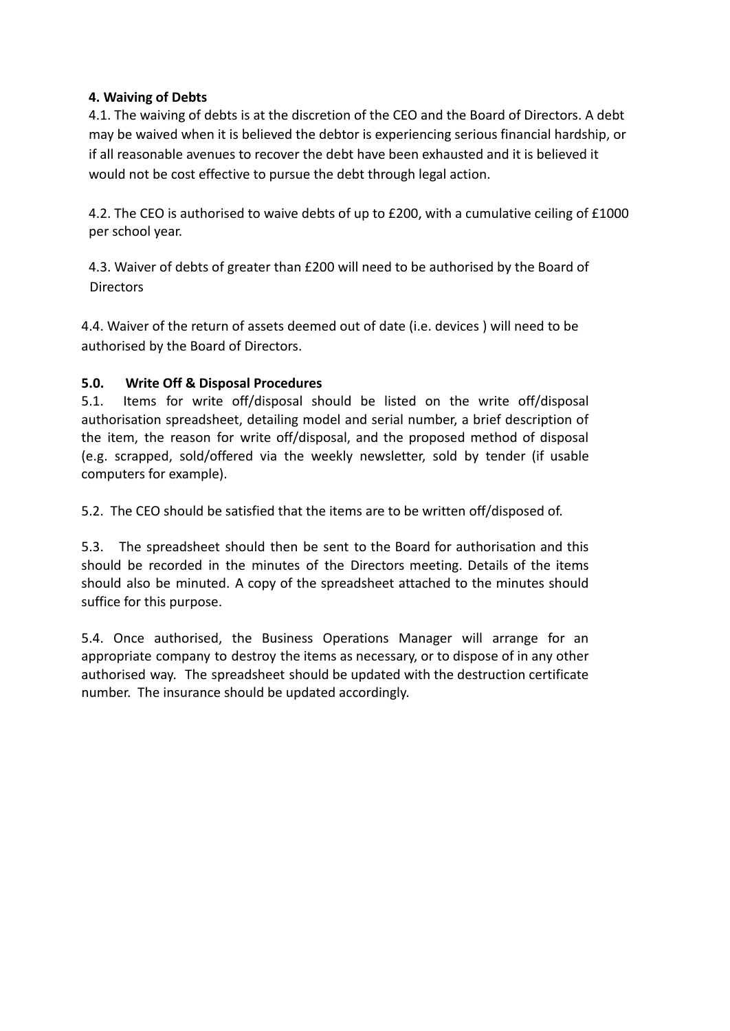**4. Waiving of Debts**

4.1. The waiving of debts is at the discretion of the CEO and the Board of Directors. A debt may be waived when it is believed the debtor is experiencing serious financial hardship, or if all reasonable avenues to recover the debt have been exhausted and it is believed it would not be cost effective to pursue the debt through legal action.

4.2. The CEO is authorised to waive debts of up to £200, with a cumulative ceiling of £1000 per school year.

4.3. Waiver of debts of greater than £200 will need to be authorised by the Board of Directors

4.4. Waiver of the return of assets deemed out of date (i.e. devices ) will need to be authorised by the Board of Directors.

**5.0. Write Off & Disposal Procedures**

5.1. Items for write off/disposal should be listed on the write off/disposal authorisation spreadsheet, detailing model and serial number, a brief description of the item, the reason for write off/disposal, and the proposed method of disposal (e.g. scrapped, sold/offered via the weekly newsletter, sold by tender (if usable computers for example).

5.2. The CEO should be satisfied that the items are to be written off/disposed of.

5.3. The spreadsheet should then be sent to the Board for authorisation and this should be recorded in the minutes of the Directors meeting. Details of the items should also be minuted. A copy of the spreadsheet attached to the minutes should suffice for this purpose.

5.4. Once authorised, the Business Operations Manager will arrange for an appropriate company to destroy the items as necessary, or to dispose of in any other authorised way. The spreadsheet should be updated with the destruction certificate number. The insurance should be updated accordingly.